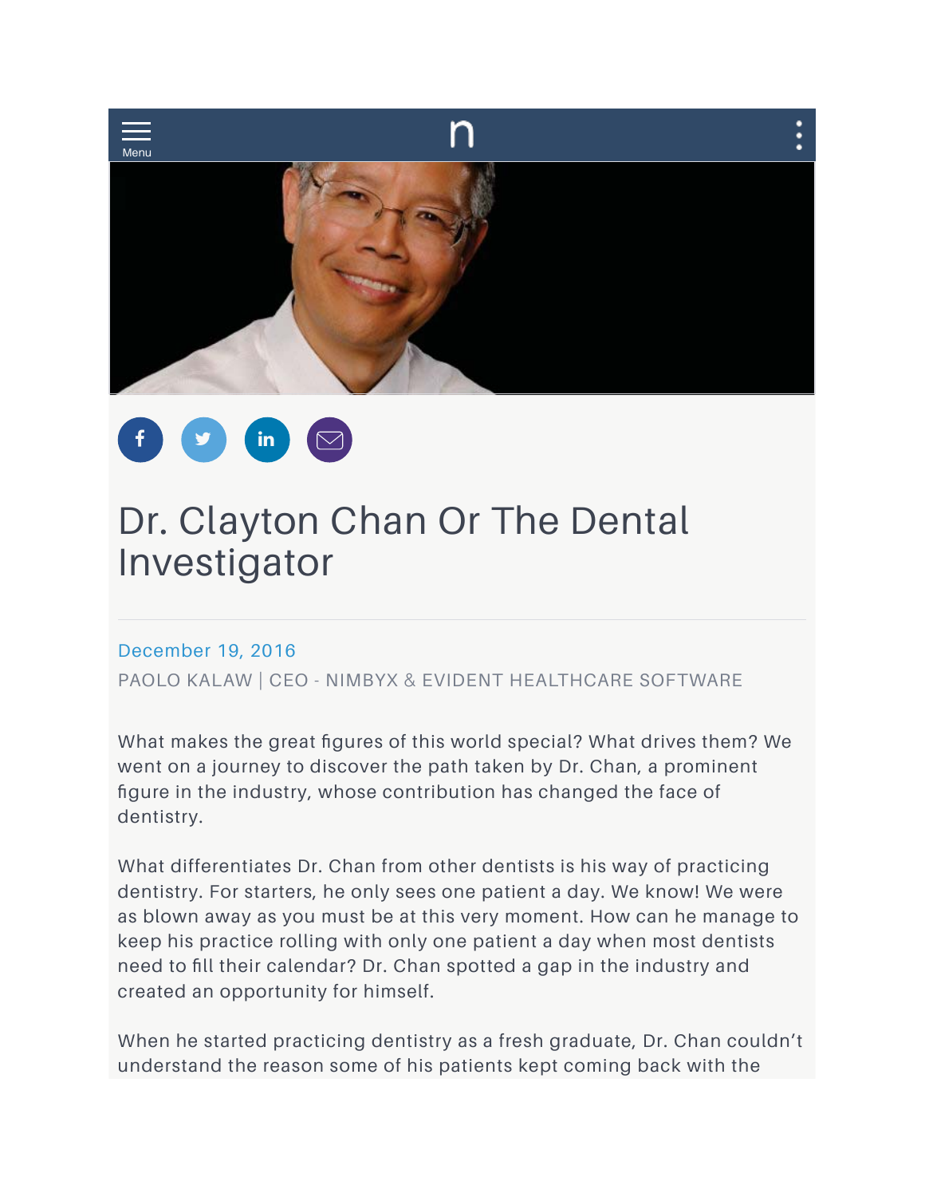# Dr. Clayton Chan Or The Dental Investigator

December 19, 2016

PAOLO KALAW | CEO - NIMBYX & EVIDENT HEALTHCARE SOFTWARE

What makes the great figures of this world special? What drives them? We went on a journey to discover the path taken by Dr. Chan, a prominent figure in the industry, whose contribution has changed the face of dentistry.

What differentiates Dr. Chan from other dentists is his way of practicing dentistry. For starters, he only sees one patient a day. We know! We were as blown away as you must be at this very moment. How can he manage to keep his practice rolling with only one patient a day when most dentists need to fill their calendar? Dr. Chan spotted a gap in the industry and created an opportunity for himself.

When he started practicing dentistry as a fresh graduate, Dr. Chan couldn't understand the reason some of his patients kept coming back with the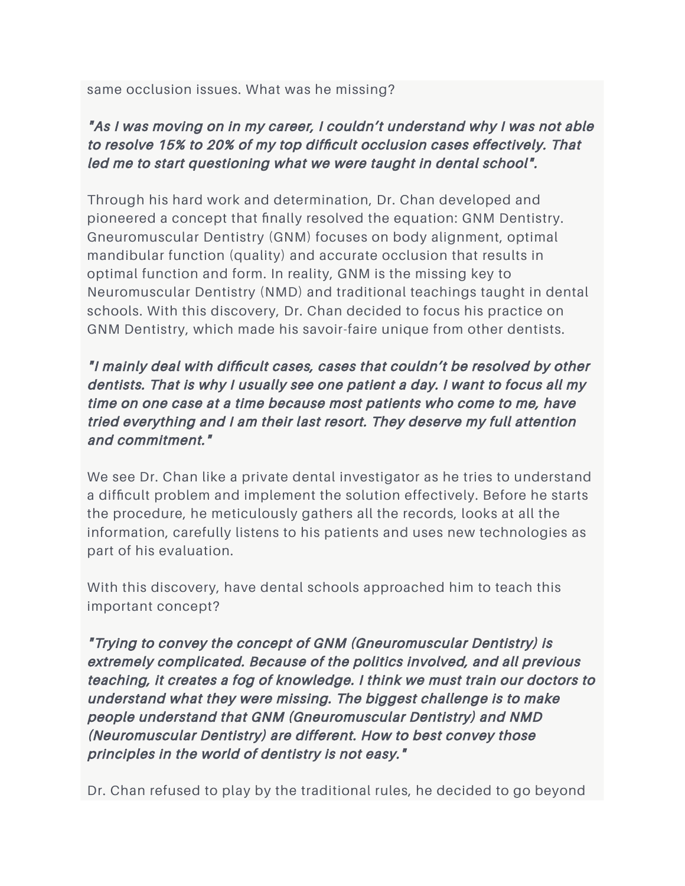same occlusion issues. What was he missing?

***"As I was moving on in my career, I couldn't understand why I was not able to resolve 15% to 20% of my top difficult occlusion cases effectively. That led me to start questioning what we were taught in dental school".***

Through his hard work and determination, Dr. Chan developed and pioneered a concept that finally resolved the equation: GNM Dentistry. Gneuromuscular Dentistry (GNM) focuses on body alignment, optimal mandibular function (quality) and accurate occlusion that results in optimal function and form. In reality, GNM is the missing key to Neuromuscular Dentistry (NMD) and traditional teachings taught in dental schools. With this discovery, Dr. Chan decided to focus his practice on GNM Dentistry, which made his savoir-faire unique from other dentists.

***"I mainly deal with difficult cases, cases that couldn't be resolved by other dentists. That is why I usually see one patient a day. I want to focus all my time on one case at a time because most patients who come to me, have tried everything and I am their last resort. They deserve my full attention and commitment."***

We see Dr. Chan like a private dental investigator as he tries to understand a difficult problem and implement the solution effectively. Before he starts the procedure, he meticulously gathers all the records, looks at all the information, carefully listens to his patients and uses new technologies as part of his evaluation.

With this discovery, have dental schools approached him to teach this important concept?

***"Trying to convey the concept of GNM (Gneuromuscular Dentistry) is extremely complicated. Because of the politics involved, and all previous teaching, it creates a fog of knowledge. I think we must train our doctors to understand what they were missing. The biggest challenge is to make people understand that GNM (Gneuromuscular Dentistry) and NMD (Neuromuscular Dentistry) are different. How to best convey those principles in the world of dentistry is not easy."***

Dr. Chan refused to play by the traditional rules, he decided to go beyond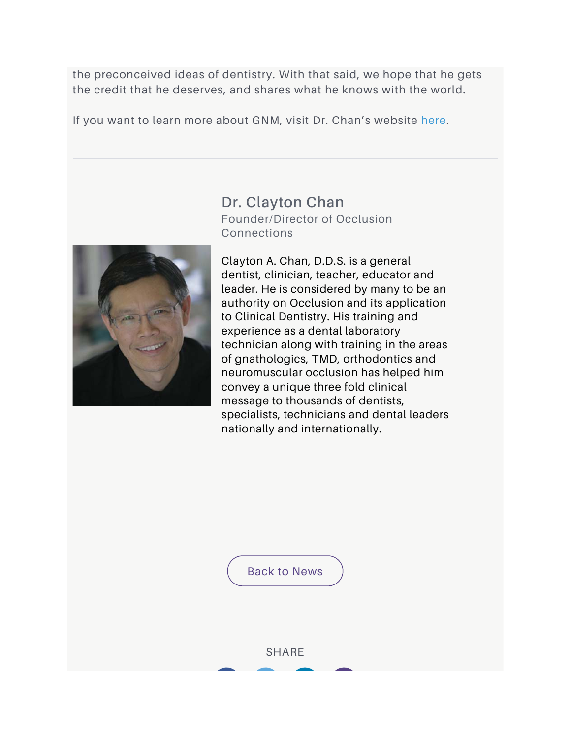the preconceived ideas of dentistry. With that said, we hope that he gets the credit that he deserves, and shares what he knows with the world.

If you want to learn more about GNM, visit Dr. Chan's website here.

---

## Dr. Clayton Chan

Founder/Director of Occlusion Connections

Clayton A. Chan, D.D.S. is a general dentist, clinician, teacher, educator and leader. He is considered by many to be an authority on Occlusion and its application to Clinical Dentistry. His training and experience as a dental laboratory technician along with training in the areas of gnathologics, TMD, orthodontics and neuromuscular occlusion has helped him convey a unique three fold clinical message to thousands of dentists, specialists, technicians and dental leaders nationally and internationally.

Back to News

SHARE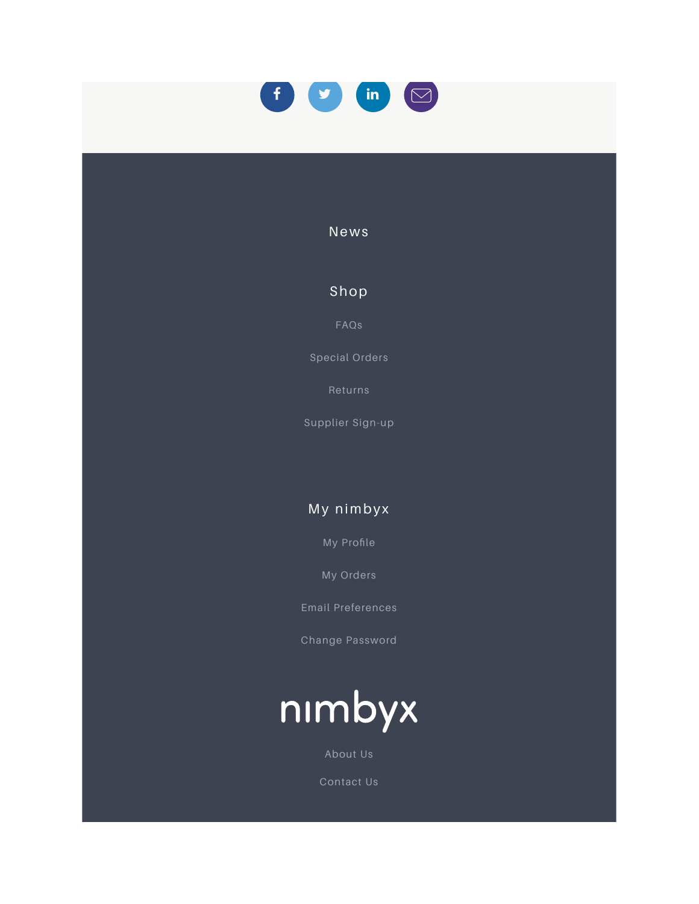## News

## Shop

FAQs

Special Orders

Returns

Supplier Sign-up

## My nimbyx

My Profile

My Orders

Email Preferences

Change Password

nimbyx

About Us

Contact Us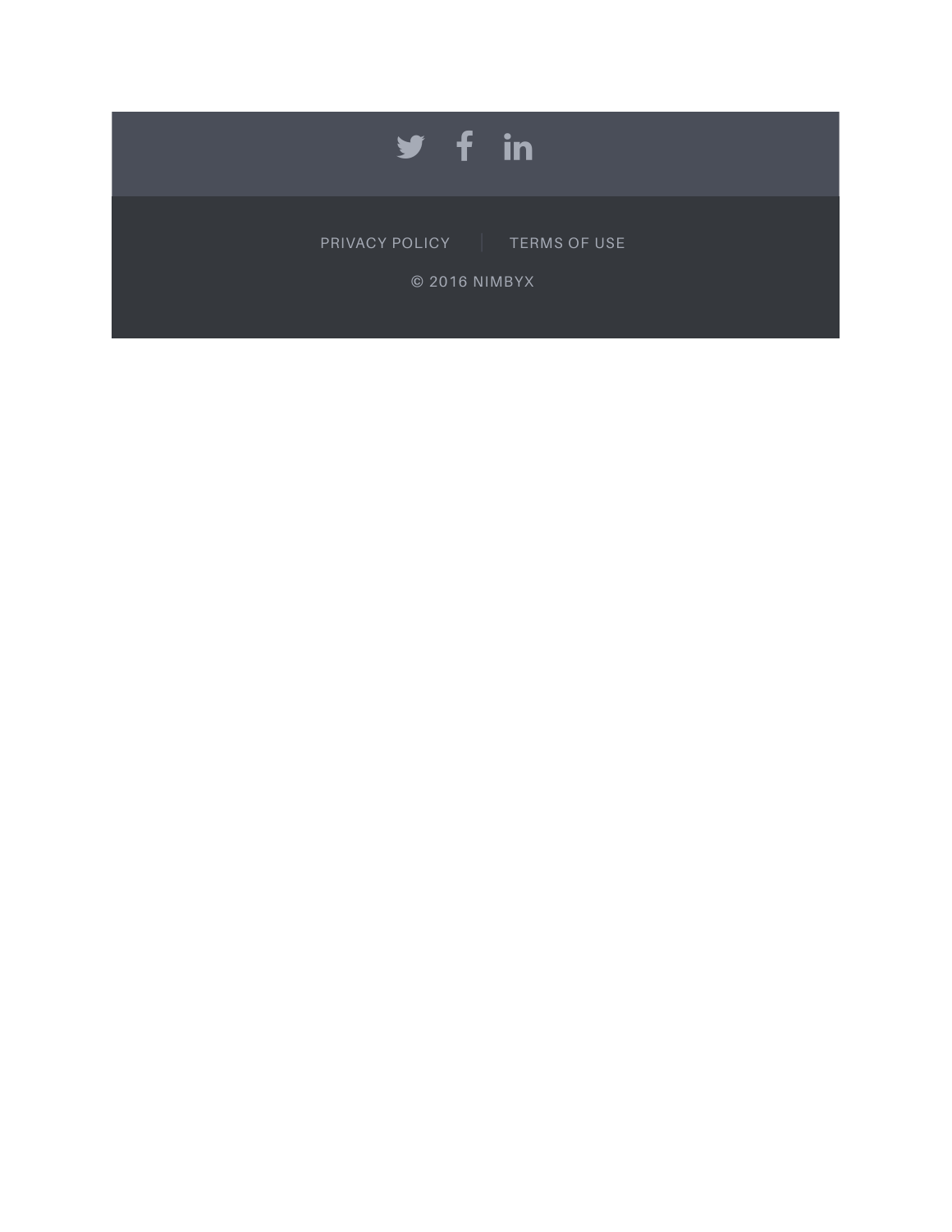PRIVACY POLICY | TERMS OF USE

© 2016 NIMBYX